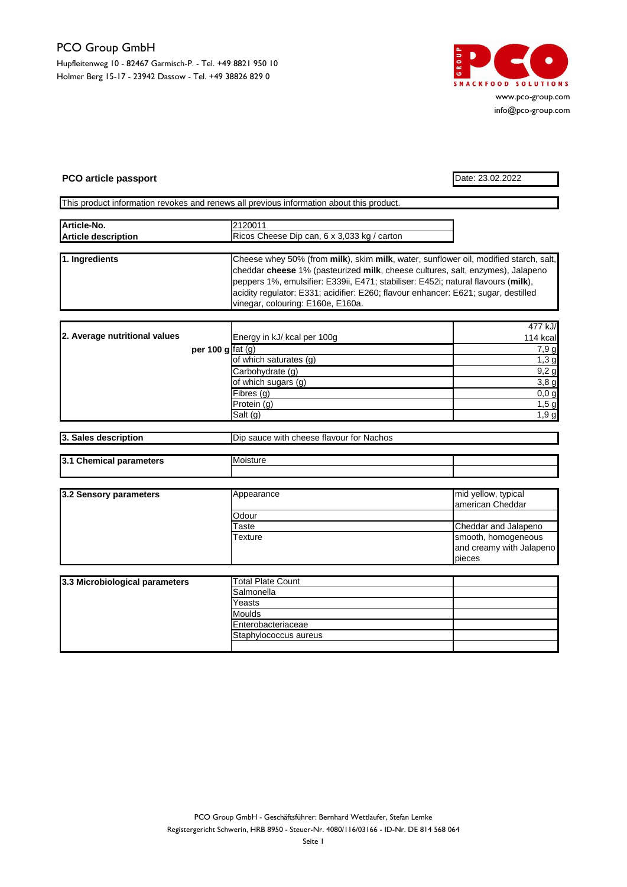PCO Group GmbH

Hupfleitenweg 10 - 82467 Garmisch-P. - Tel. +49 8821 950 10

Holmer Berg 15-17 - 23942 Dassow - Tel. +49 38826 829 0

www.pco-group.com

info@pco-group.com

## PCO article passport

Date: 23.02.2022

This product information revokes and renews all previous information about this product.

| | |
|---|---|
| **Article-No.** | 2120011 |
| **Article description** | Ricos Cheese Dip can, 6 x 3,033 kg / carton |

| | |
|---|---|
| **1. Ingredients** | Cheese whey 50% (from **milk**), skim **milk**, water, sunflower oil, modified starch, salt, cheddar **cheese** 1% (pasteurized **milk**, cheese cultures, salt, enzymes), Jalapeno peppers 1%, emulsifier: E339ii, E471; stabiliser: E452i; natural flavours (**milk**), acidity regulator: E331; acidifier: E260; flavour enhancer: E621; sugar, destilled vinegar, colouring: E160e, E160a. |

| | | |
|---|---|---|
| **2. Average nutritional values** | Energy in kJ/ kcal per 100g | 477 kJ/ 114 kcal |
| **per 100 g** | fat (g) | 7,9 g |
| | of which saturates (g) | 1,3 g |
| | Carbohydrate (g) | 9,2 g |
| | of which sugars (g) | 3,8 g |
| | Fibres (g) | 0,0 g |
| | Protein (g) | 1,5 g |
| | Salt (g) | 1,9 g |

| | |
|---|---|
| **3. Sales description** | Dip sauce with cheese flavour for Nachos |

| | | |
|---|---|---|
| **3.1 Chemical parameters** | Moisture | |
| | | |

| | | |
|---|---|---|
| **3.2 Sensory parameters** | Appearance | mid yellow, typical american Cheddar |
| | Odour | |
| | Taste | Cheddar and Jalapeno |
| | Texture | smooth, homogeneous and creamy with Jalapeno pieces |

| | | |
|---|---|---|
| **3.3 Microbiological parameters** | Total Plate Count | |
| | Salmonella | |
| | Yeasts | |
| | Moulds | |
| | Enterobacteriaceae | |
| | Staphylococcus aureus | |
| | | |

PCO Group GmbH - Geschäftsführer: Bernhard Wettlaufer, Stefan Lemke

Registergericht Schwerin, HRB 8950 - Steuer-Nr. 4080/116/03166 - ID-Nr. DE 814 568 064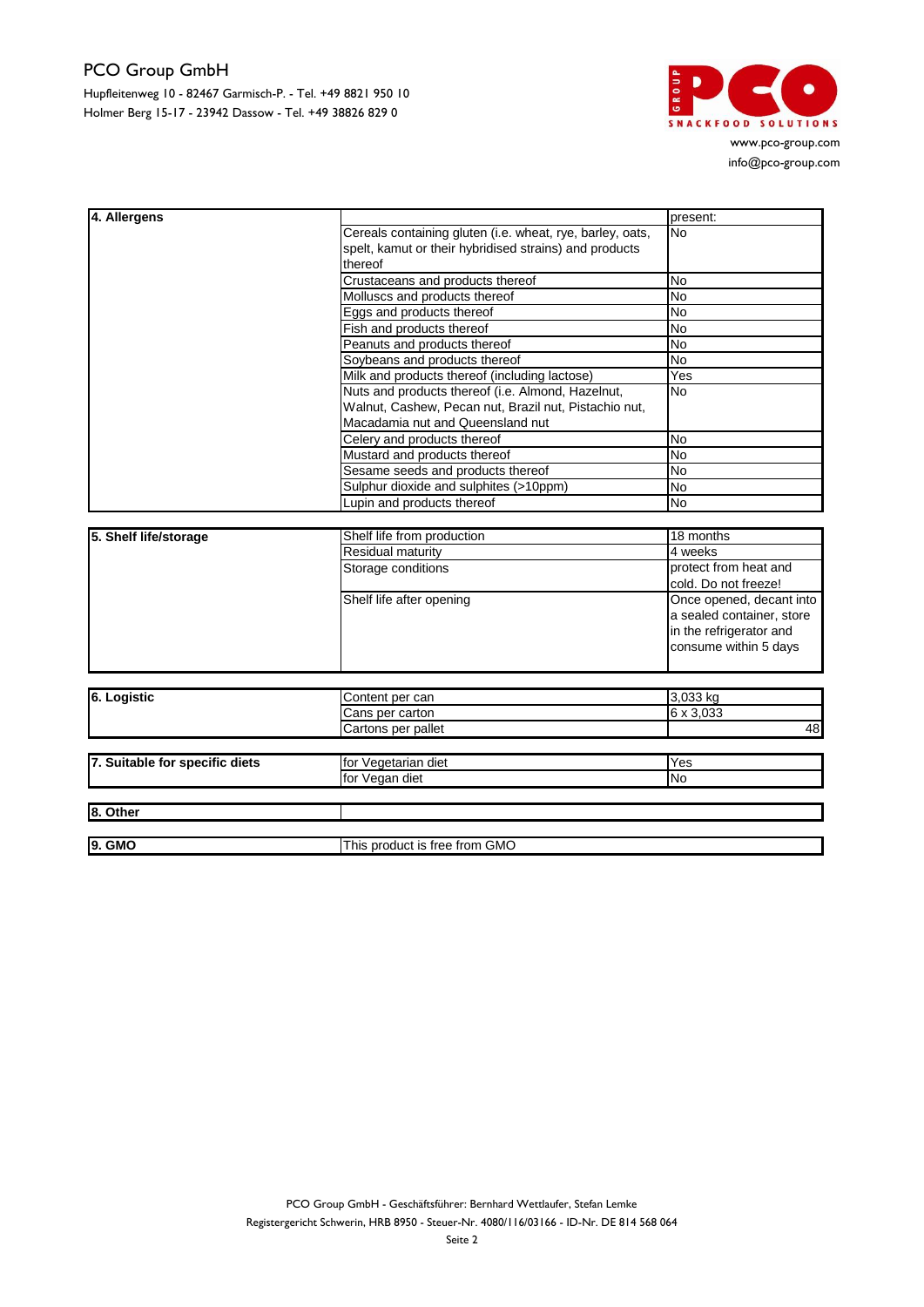PCO Group GmbH

Hupfleitenweg 10 - 82467 Garmisch-P. - Tel. +49 8821 950 10
Holmer Berg 15-17 - 23942 Dassow - Tel. +49 38826 829 0

www.pco-group.com
info@pco-group.com

| | | |
|---|---|---|
| **4. Allergens** | | present: |
| | Cereals containing gluten (i.e. wheat, rye, barley, oats, spelt, kamut or their hybridised strains) and products thereof | No |
| | Crustaceans and products thereof | No |
| | Molluscs and products thereof | No |
| | Eggs and products thereof | No |
| | Fish and products thereof | No |
| | Peanuts and products thereof | No |
| | Soybeans and products thereof | No |
| | Milk and products thereof (including lactose) | Yes |
| | Nuts and products thereof (i.e. Almond, Hazelnut, Walnut, Cashew, Pecan nut, Brazil nut, Pistachio nut, Macadamia nut and Queensland nut | No |
| | Celery and products thereof | No |
| | Mustard and products thereof | No |
| | Sesame seeds and products thereof | No |
| | Sulphur dioxide and sulphites (>10ppm) | No |
| | Lupin and products thereof | No |

| | | |
|---|---|---|
| **5. Shelf life/storage** | Shelf life from production | 18 months |
| | Residual maturity | 4 weeks |
| | Storage conditions | protect from heat and cold. Do not freeze! |
| | Shelf life after opening | Once opened, decant into a sealed container, store in the refrigerator and consume within 5 days |

| | | |
|---|---|---|
| **6. Logistic** | Content per can | 3,033 kg |
| | Cans per carton | 6 x 3,033 |
| | Cartons per pallet | 48 |

| | | |
|---|---|---|
| **7. Suitable for specific diets** | for Vegetarian diet | Yes |
| | for Vegan diet | No |

| | |
|---|---|
| **8. Other** | |

| | |
|---|---|
| **9. GMO** | This product is free from GMO |

PCO Group GmbH - Geschäftsführer: Bernhard Wettlaufer, Stefan Lemke
Registergericht Schwerin, HRB 8950 - Steuer-Nr. 4080/116/03166 - ID-Nr. DE 814 568 064